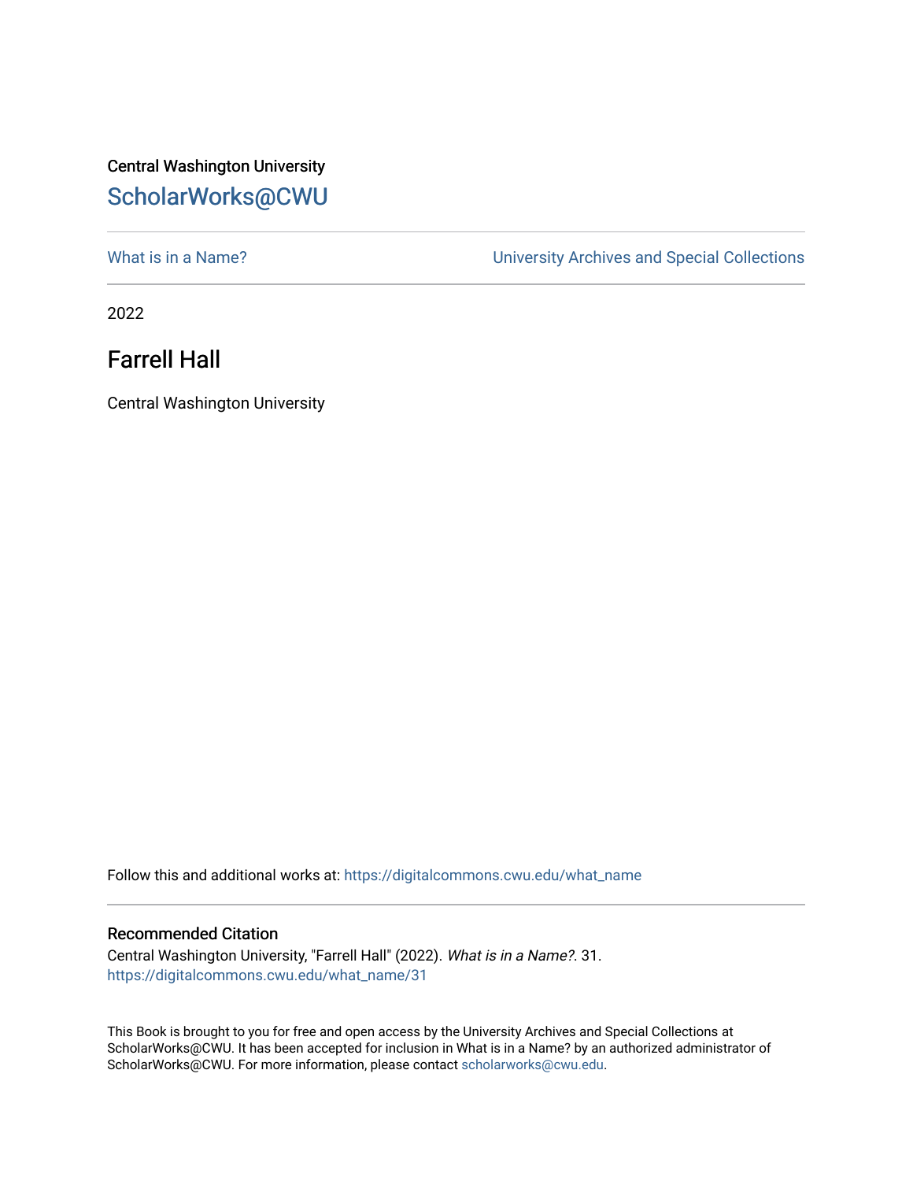Central Washington University

## ScholarWorks@CWU

What is in a Name?

University Archives and Special Collections

2022

# Farrell Hall

Central Washington University

Follow this and additional works at: https://digitalcommons.cwu.edu/what_name

### Recommended Citation

Central Washington University, "Farrell Hall" (2022). *What is in a Name?*. 31.
https://digitalcommons.cwu.edu/what_name/31

This Book is brought to you for free and open access by the University Archives and Special Collections at ScholarWorks@CWU. It has been accepted for inclusion in What is in a Name? by an authorized administrator of ScholarWorks@CWU. For more information, please contact scholarworks@cwu.edu.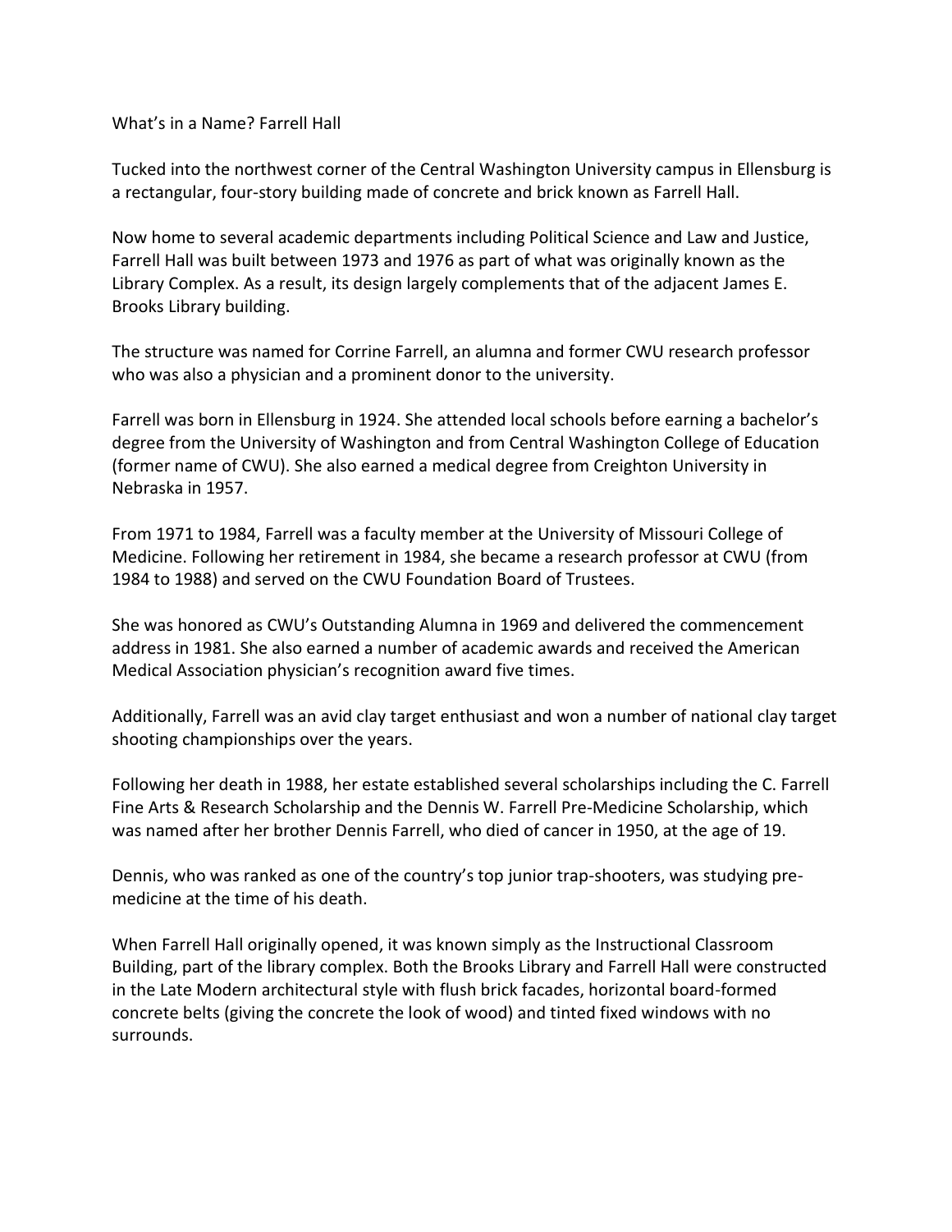# What's in a Name? Farrell Hall

Tucked into the northwest corner of the Central Washington University campus in Ellensburg is a rectangular, four-story building made of concrete and brick known as Farrell Hall.

Now home to several academic departments including Political Science and Law and Justice, Farrell Hall was built between 1973 and 1976 as part of what was originally known as the Library Complex. As a result, its design largely complements that of the adjacent James E. Brooks Library building.

The structure was named for Corrine Farrell, an alumna and former CWU research professor who was also a physician and a prominent donor to the university.

Farrell was born in Ellensburg in 1924. She attended local schools before earning a bachelor's degree from the University of Washington and from Central Washington College of Education (former name of CWU). She also earned a medical degree from Creighton University in Nebraska in 1957.

From 1971 to 1984, Farrell was a faculty member at the University of Missouri College of Medicine. Following her retirement in 1984, she became a research professor at CWU (from 1984 to 1988) and served on the CWU Foundation Board of Trustees.

She was honored as CWU's Outstanding Alumna in 1969 and delivered the commencement address in 1981. She also earned a number of academic awards and received the American Medical Association physician's recognition award five times.

Additionally, Farrell was an avid clay target enthusiast and won a number of national clay target shooting championships over the years.

Following her death in 1988, her estate established several scholarships including the C. Farrell Fine Arts & Research Scholarship and the Dennis W. Farrell Pre-Medicine Scholarship, which was named after her brother Dennis Farrell, who died of cancer in 1950, at the age of 19.

Dennis, who was ranked as one of the country's top junior trap-shooters, was studying pre-medicine at the time of his death.

When Farrell Hall originally opened, it was known simply as the Instructional Classroom Building, part of the library complex. Both the Brooks Library and Farrell Hall were constructed in the Late Modern architectural style with flush brick facades, horizontal board-formed concrete belts (giving the concrete the look of wood) and tinted fixed windows with no surrounds.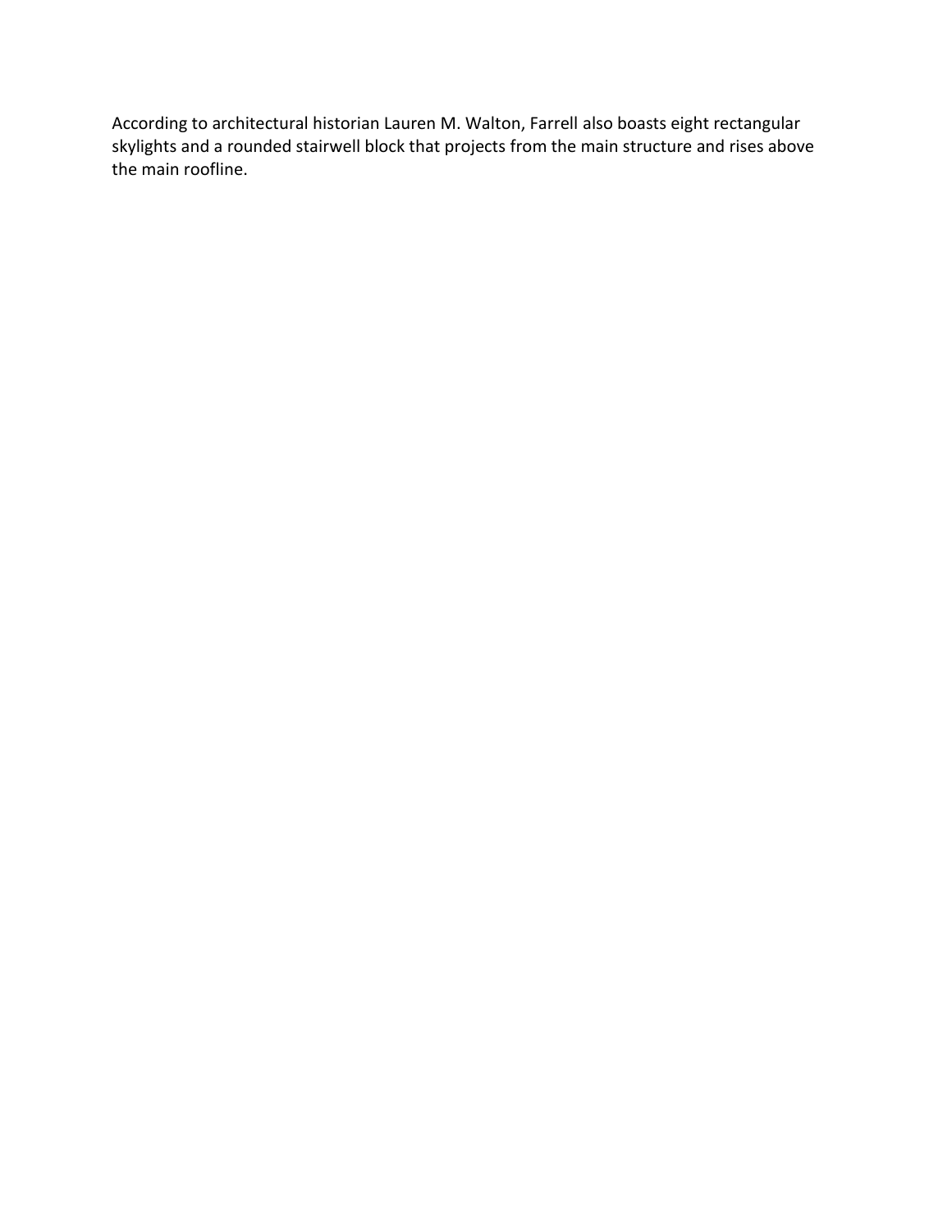According to architectural historian Lauren M. Walton, Farrell also boasts eight rectangular skylights and a rounded stairwell block that projects from the main structure and rises above the main roofline.